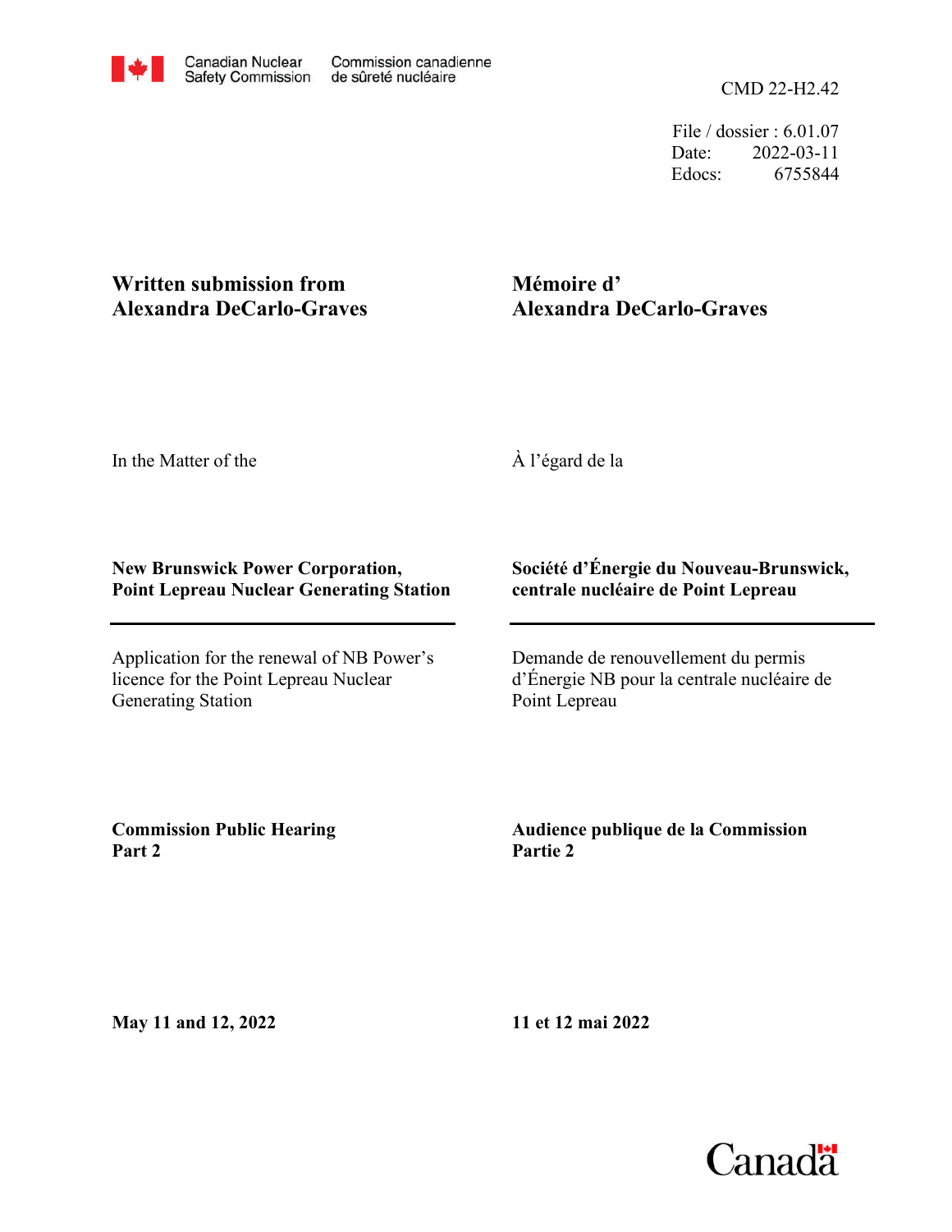Canadian Nuclear Safety Commission | Commission canadienne de sûreté nucléaire

CMD 22-H2.42

File / dossier : 6.01.07
Date: 2022-03-11
Edocs: 6755844

**Written submission from Alexandra DeCarlo-Graves**

**Mémoire d' Alexandra DeCarlo-Graves**

In the Matter of the

À l'égard de la

**New Brunswick Power Corporation, Point Lepreau Nuclear Generating Station**

**Société d'Énergie du Nouveau-Brunswick, centrale nucléaire de Point Lepreau**

---

Application for the renewal of NB Power's licence for the Point Lepreau Nuclear Generating Station

Demande de renouvellement du permis d'Énergie NB pour la centrale nucléaire de Point Lepreau

**Commission Public Hearing Part 2**

**Audience publique de la Commission Partie 2**

**May 11 and 12, 2022**

**11 et 12 mai 2022**

Canada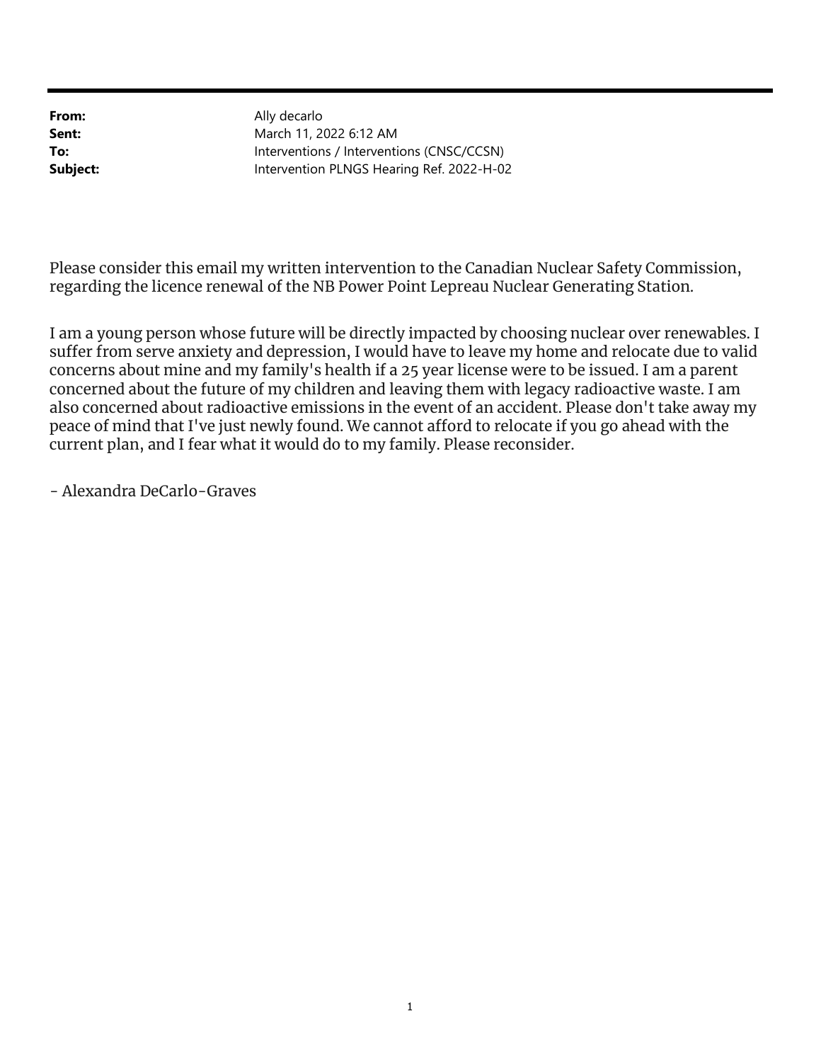**From:** Ally decarlo
**Sent:** March 11, 2022 6:12 AM
**To:** Interventions / Interventions (CNSC/CCSN)
**Subject:** Intervention PLNGS Hearing Ref. 2022-H-02

Please consider this email my written intervention to the Canadian Nuclear Safety Commission, regarding the licence renewal of the NB Power Point Lepreau Nuclear Generating Station.

I am a young person whose future will be directly impacted by choosing nuclear over renewables. I suffer from serve anxiety and depression, I would have to leave my home and relocate due to valid concerns about mine and my family's health if a 25 year license were to be issued. I am a parent concerned about the future of my children and leaving them with legacy radioactive waste. I am also concerned about radioactive emissions in the event of an accident. Please don't take away my peace of mind that I've just newly found. We cannot afford to relocate if you go ahead with the current plan, and I fear what it would do to my family. Please reconsider.

- Alexandra DeCarlo-Graves